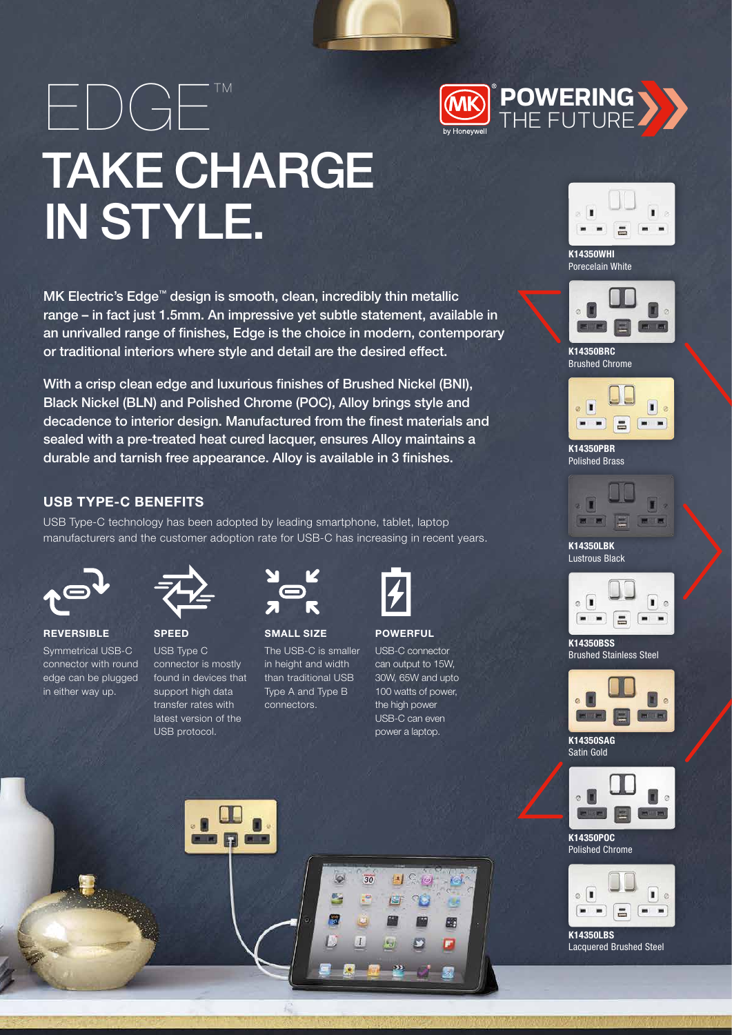# EDGE™

# TAKE CHARGE IN STYLE.

MK POWERING THE FUTURE
by Honeywell

**MK Electric's Edge™ design is smooth, clean, incredibly thin metallic range – in fact just 1.5mm. An impressive yet subtle statement, available in an unrivalled range of finishes, Edge is the choice in modern, contemporary or traditional interiors where style and detail are the desired effect.**

**With a crisp clean edge and luxurious finishes of Brushed Nickel (BNI), Black Nickel (BLN) and Polished Chrome (POC), Alloy brings style and decadence to interior design. Manufactured from the finest materials and sealed with a pre-treated heat cured lacquer, ensures Alloy maintains a durable and tarnish free appearance. Alloy is available in 3 finishes.**

## USB TYPE-C BENEFITS

USB Type-C technology has been adopted by leading smartphone, tablet, laptop manufacturers and the customer adoption rate for USB-C has increasing in recent years.

**REVERSIBLE**
Symmetrical USB-C connector with round edge can be plugged in either way up.

**SPEED**
USB Type C connector is mostly found in devices that support high data transfer rates with latest version of the USB protocol.

**SMALL SIZE**
The USB-C is smaller in height and width than traditional USB Type A and Type B connectors.

**POWERFUL**
USB-C connector can output to 15W, 30W, 65W and upto 100 watts of power, the high power USB-C can even power a laptop.

**K14350WHI**
Porecelain White

**K14350BRC**
Brushed Chrome

**K14350PBR**
Polished Brass

**K14350LBK**
Lustrous Black

**K14350BSS**
Brushed Stainless Steel

**K14350SAG**
Satin Gold

**K14350POC**
Polished Chrome

**K14350LBS**
Lacquered Brushed Steel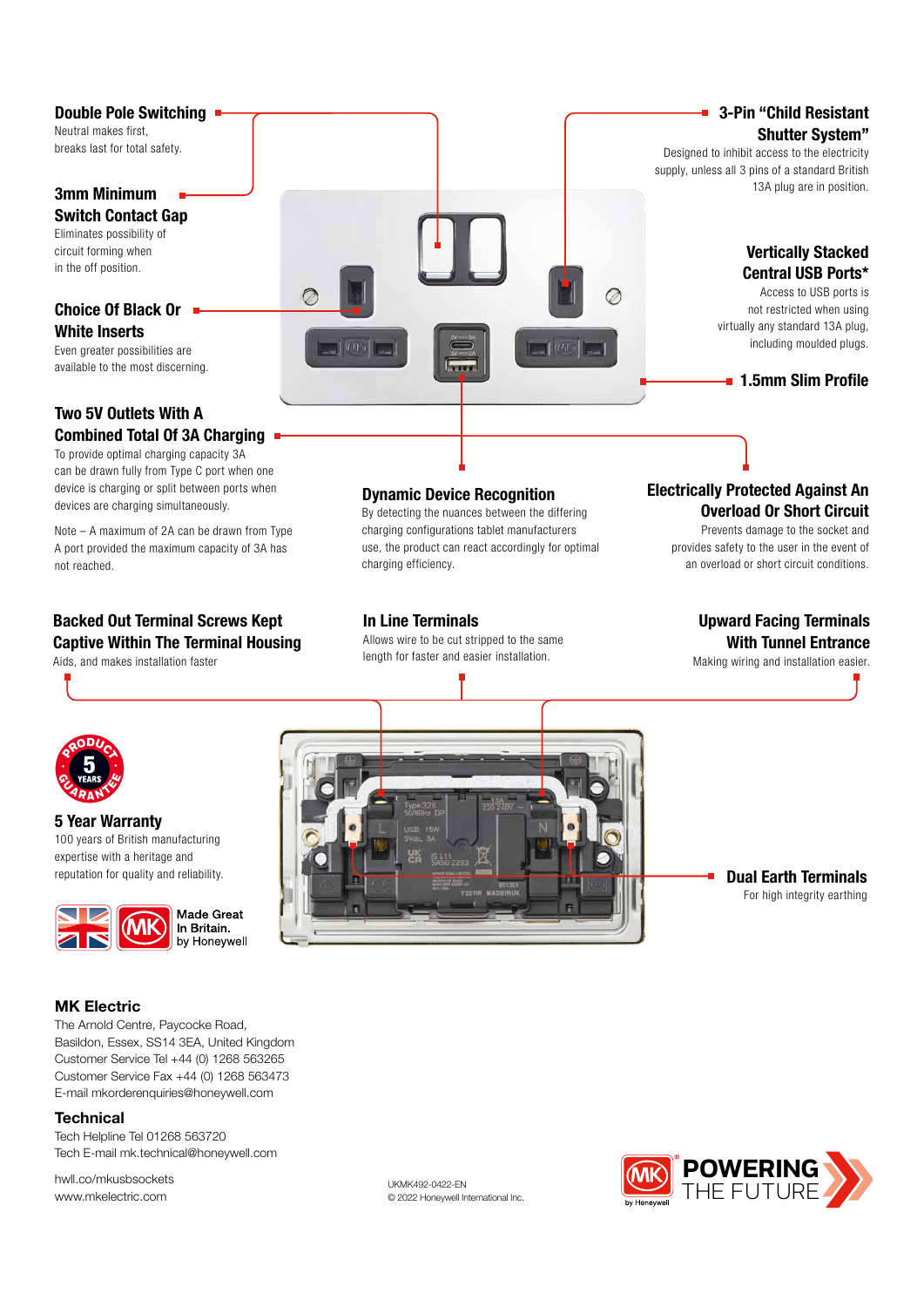### Double Pole Switching

Neutral makes first, breaks last for total safety.

### 3mm Minimum Switch Contact Gap

Eliminates possibility of circuit forming when in the off position.

### Choice Of Black Or White Inserts

Even greater possibilities are available to the most discerning.

### Two 5V Outlets With A Combined Total Of 3A Charging

To provide optimal charging capacity 3A can be drawn fully from Type C port when one device is charging or split between ports when devices are charging simultaneously.

Note – A maximum of 2A can be drawn from Type A port provided the maximum capacity of 3A has not reached.

### 3-Pin "Child Resistant Shutter System"

Designed to inhibit access to the electricity supply, unless all 3 pins of a standard British 13A plug are in position.

### Vertically Stacked Central USB Ports*

Access to USB ports is not restricted when using virtually any standard 13A plug, including moulded plugs.

### 1.5mm Slim Profile

### Dynamic Device Recognition

By detecting the nuances between the differing charging configurations tablet manufacturers use, the product can react accordingly for optimal charging efficiency.

### Electrically Protected Against An Overload Or Short Circuit

Prevents damage to the socket and provides safety to the user in the event of an overload or short circuit conditions.

### Backed Out Terminal Screws Kept Captive Within The Terminal Housing

Aids, and makes installation faster

### In Line Terminals

Allows wire to be cut stripped to the same length for faster and easier installation.

### Upward Facing Terminals With Tunnel Entrance

Making wiring and installation easier.

### Dual Earth Terminals

For high integrity earthing

### 5 Year Warranty

100 years of British manufacturing expertise with a heritage and reputation for quality and reliability.

Made Great In Britain. by Honeywell

### MK Electric

The Arnold Centre, Paycocke Road,
Basildon, Essex, SS14 3EA, United Kingdom
Customer Service Tel +44 (0) 1268 563265
Customer Service Fax +44 (0) 1268 563473
E-mail mkorderenquiries@honeywell.com

### Technical

Tech Helpline Tel 01268 563720
Tech E-mail mk.technical@honeywell.com

hwll.co/mkusbsockets
www.mkelectric.com

UKMK492-0422-EN
© 2022 Honeywell International Inc.

POWERING THE FUTURE